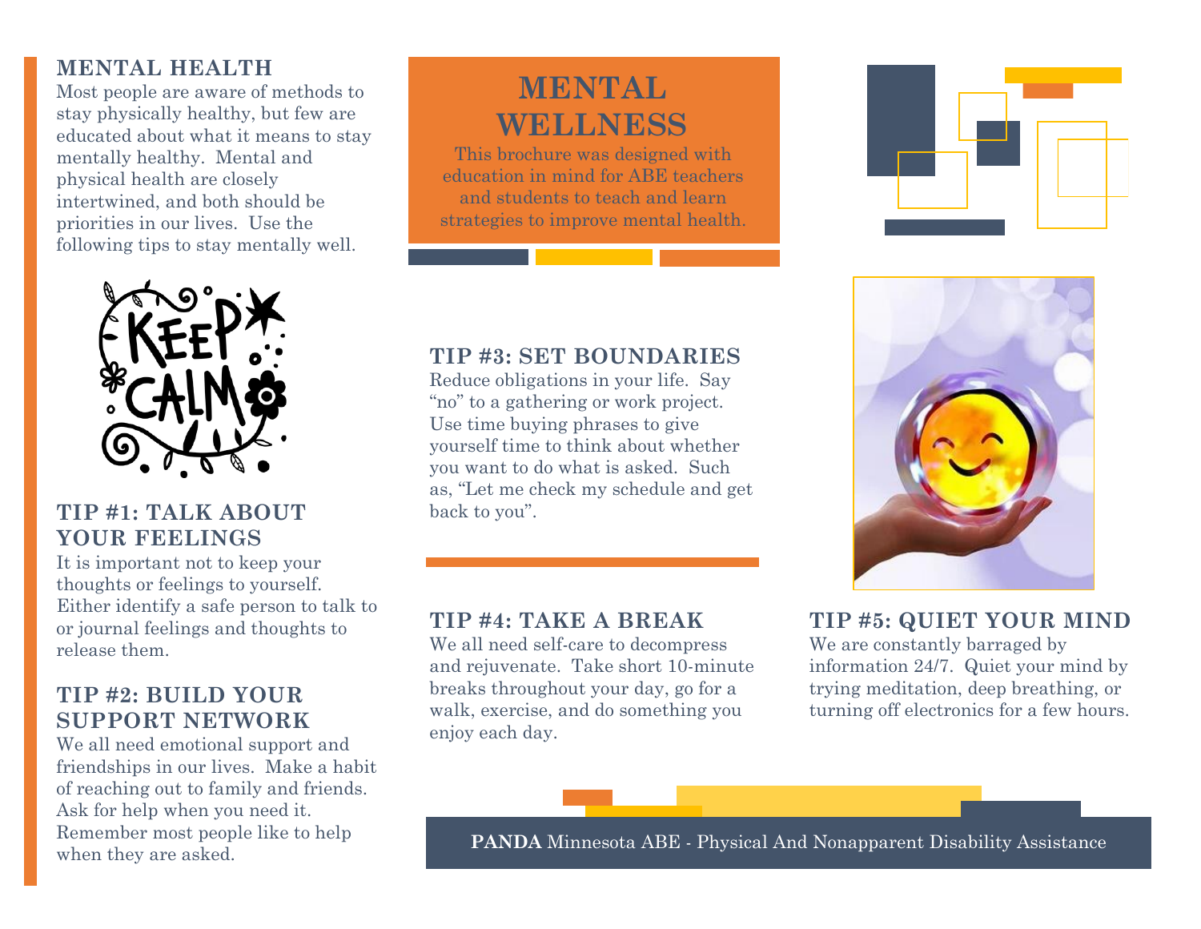## MENTAL HEALTH

Most people are aware of methods to stay physically healthy, but few are educated about what it means to stay mentally healthy. Mental and physical health are closely intertwined, and both should be priorities in our lives. Use the following tips to stay mentally well.

### TIP #1: TALK ABOUT YOUR FEELINGS

It is important not to keep your thoughts or feelings to yourself. Either identify a safe person to talk to or journal feelings and thoughts to release them.

### TIP #2: BUILD YOUR SUPPORT NETWORK

We all need emotional support and friendships in our lives. Make a habit of reaching out to family and friends. Ask for help when you need it. Remember most people like to help when they are asked.

# MENTAL WELLNESS

This brochure was designed with education in mind for ABE teachers and students to teach and learn strategies to improve mental health.

### TIP #3: SET BOUNDARIES

Reduce obligations in your life. Say "no" to a gathering or work project. Use time buying phrases to give yourself time to think about whether you want to do what is asked. Such as, "Let me check my schedule and get back to you".

### TIP #4: TAKE A BREAK

We all need self-care to decompress and rejuvenate. Take short 10-minute breaks throughout your day, go for a walk, exercise, and do something you enjoy each day.

### TIP #5: QUIET YOUR MIND

We are constantly barraged by information 24/7. Quiet your mind by trying meditation, deep breathing, or turning off electronics for a few hours.

**PANDA** Minnesota ABE - Physical And Nonapparent Disability Assistance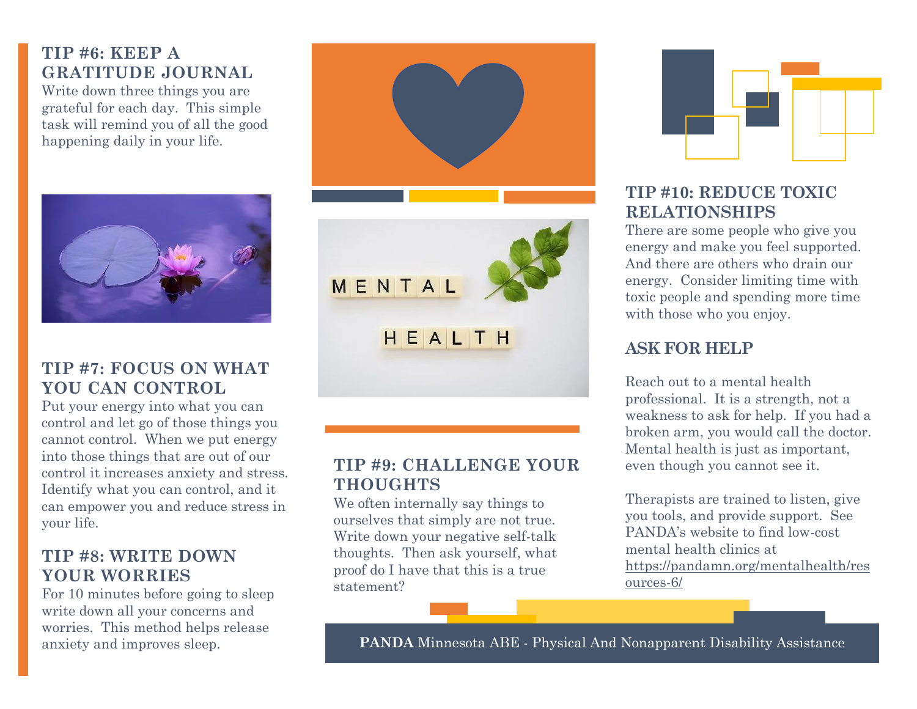## TIP #6: KEEP A GRATITUDE JOURNAL

Write down three things you are grateful for each day. This simple task will remind you of all the good happening daily in your life.

## TIP #7: FOCUS ON WHAT YOU CAN CONTROL

Put your energy into what you can control and let go of those things you cannot control. When we put energy into those things that are out of our control it increases anxiety and stress. Identify what you can control, and it can empower you and reduce stress in your life.

## TIP #8: WRITE DOWN YOUR WORRIES

For 10 minutes before going to sleep write down all your concerns and worries. This method helps release anxiety and improves sleep.

## TIP #9: CHALLENGE YOUR THOUGHTS

We often internally say things to ourselves that simply are not true. Write down your negative self-talk thoughts. Then ask yourself, what proof do I have that this is a true statement?

## TIP #10: REDUCE TOXIC RELATIONSHIPS

There are some people who give you energy and make you feel supported. And there are others who drain our energy. Consider limiting time with toxic people and spending more time with those who you enjoy.

## ASK FOR HELP

Reach out to a mental health professional. It is a strength, not a weakness to ask for help. If you had a broken arm, you would call the doctor. Mental health is just as important, even though you cannot see it.

Therapists are trained to listen, give you tools, and provide support. See PANDA's website to find low-cost mental health clinics at https://pandamn.org/mentalhealth/resources-6/

**PANDA** Minnesota ABE - Physical And Nonapparent Disability Assistance